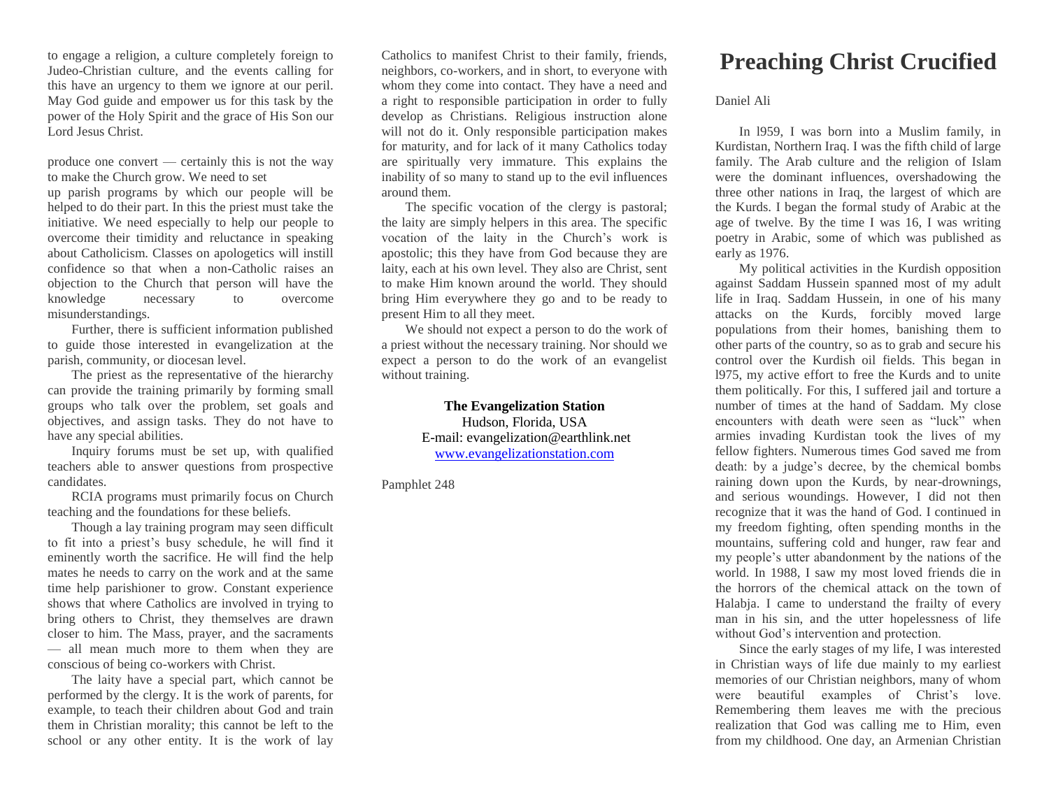to engage a religion, a culture completely foreign to Judeo-Christian culture, and the events calling for this have an urgency to them we ignore at our peril. May God guide and empower us for this task by the power of the Holy Spirit and the grace of His Son our Lord Jesus Christ.

produce one convert — certainly this is not the way to make the Church grow. We need to set up parish programs by which our people will be helped to do their part. In this the priest must take the initiative. We need especially to help our people to overcome their timidity and reluctance in speaking about Catholicism. Classes on apologetics will instill confidence so that when a non-Catholic raises an objection to the Church that person will have the knowledge necessary to overcome misunderstandings.

Further, there is sufficient information published to guide those interested in evangelization at the parish, community, or diocesan level.

The priest as the representative of the hierarchy can provide the training primarily by forming small groups who talk over the problem, set goals and objectives, and assign tasks. They do not have to have any special abilities.

Inquiry forums must be set up, with qualified teachers able to answer questions from prospective candidates.

RCIA programs must primarily focus on Church teaching and the foundations for these beliefs.

Though a lay training program may seen difficult to fit into a priest's busy schedule, he will find it eminently worth the sacrifice. He will find the help mates he needs to carry on the work and at the same time help parishioner to grow. Constant experience shows that where Catholics are involved in trying to bring others to Christ, they themselves are drawn closer to him. The Mass, prayer, and the sacraments — all mean much more to them when they are conscious of being co-workers with Christ.

The laity have a special part, which cannot be performed by the clergy. It is the work of parents, for example, to teach their children about God and train them in Christian morality; this cannot be left to the school or any other entity. It is the work of lay Catholics to manifest Christ to their family, friends, neighbors, co-workers, and in short, to everyone with whom they come into contact. They have a need and a right to responsible participation in order to fully develop as Christians. Religious instruction alone will not do it. Only responsible participation makes for maturity, and for lack of it many Catholics today are spiritually very immature. This explains the inability of so many to stand up to the evil influences around them.

The specific vocation of the clergy is pastoral; the laity are simply helpers in this area. The specific vocation of the laity in the Church's work is apostolic; this they have from God because they are laity, each at his own level. They also are Christ, sent to make Him known around the world. They should bring Him everywhere they go and to be ready to present Him to all they meet.

We should not expect a person to do the work of a priest without the necessary training. Nor should we expect a person to do the work of an evangelist without training.

**The Evangelization Station**
Hudson, Florida, USA
E-mail: evangelization@earthlink.net
www.evangelizationstation.com

Pamphlet 248

# Preaching Christ Crucified

Daniel Ali

In l959, I was born into a Muslim family, in Kurdistan, Northern Iraq. I was the fifth child of large family. The Arab culture and the religion of Islam were the dominant influences, overshadowing the three other nations in Iraq, the largest of which are the Kurds. I began the formal study of Arabic at the age of twelve. By the time I was 16, I was writing poetry in Arabic, some of which was published as early as 1976.

My political activities in the Kurdish opposition against Saddam Hussein spanned most of my adult life in Iraq. Saddam Hussein, in one of his many attacks on the Kurds, forcibly moved large populations from their homes, banishing them to other parts of the country, so as to grab and secure his control over the Kurdish oil fields. This began in l975, my active effort to free the Kurds and to unite them politically. For this, I suffered jail and torture a number of times at the hand of Saddam. My close encounters with death were seen as "luck" when armies invading Kurdistan took the lives of my fellow fighters. Numerous times God saved me from death: by a judge's decree, by the chemical bombs raining down upon the Kurds, by near-drownings, and serious woundings. However, I did not then recognize that it was the hand of God. I continued in my freedom fighting, often spending months in the mountains, suffering cold and hunger, raw fear and my people's utter abandonment by the nations of the world. In 1988, I saw my most loved friends die in the horrors of the chemical attack on the town of Halabja. I came to understand the frailty of every man in his sin, and the utter hopelessness of life without God's intervention and protection.

Since the early stages of my life, I was interested in Christian ways of life due mainly to my earliest memories of our Christian neighbors, many of whom were beautiful examples of Christ's love. Remembering them leaves me with the precious realization that God was calling me to Him, even from my childhood. One day, an Armenian Christian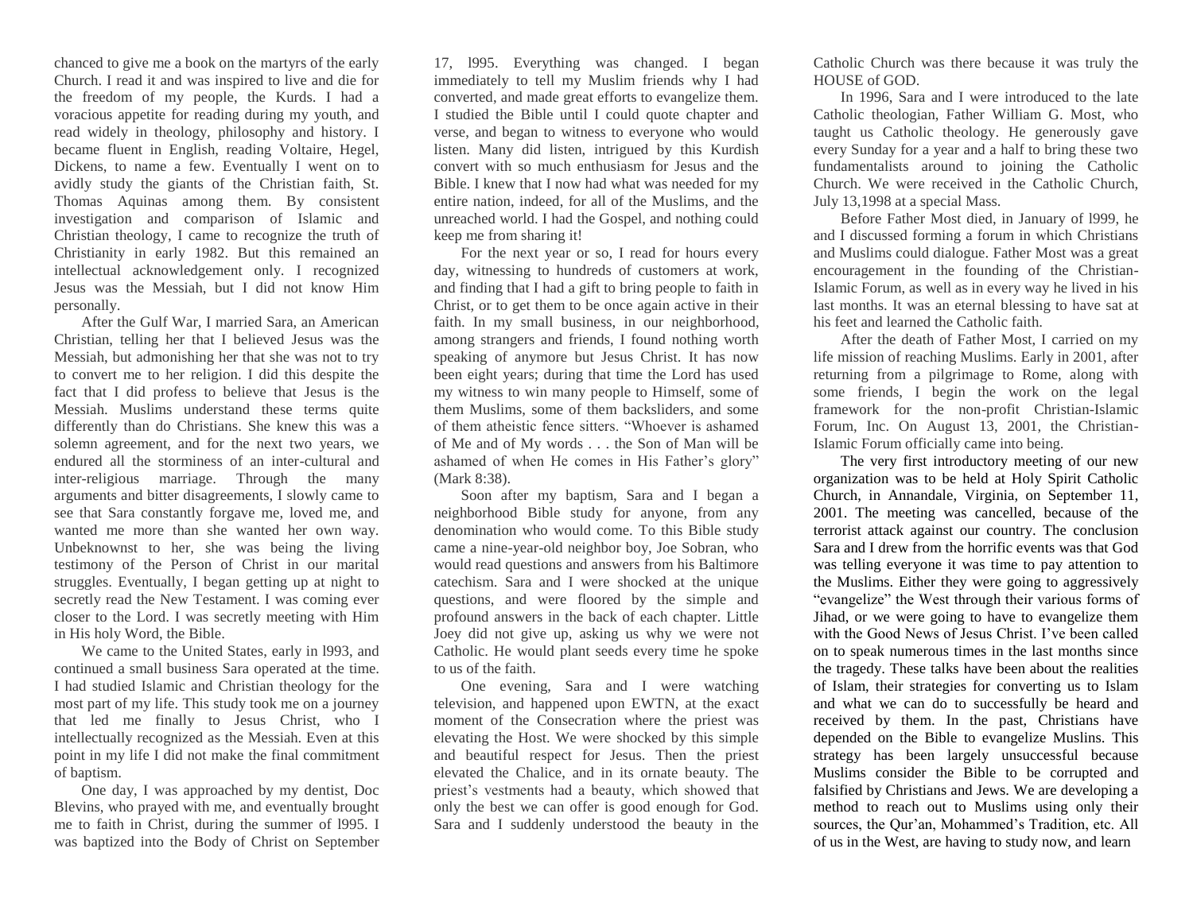chanced to give me a book on the martyrs of the early Church. I read it and was inspired to live and die for the freedom of my people, the Kurds. I had a voracious appetite for reading during my youth, and read widely in theology, philosophy and history. I became fluent in English, reading Voltaire, Hegel, Dickens, to name a few. Eventually I went on to avidly study the giants of the Christian faith, St. Thomas Aquinas among them. By consistent investigation and comparison of Islamic and Christian theology, I came to recognize the truth of Christianity in early 1982. But this remained an intellectual acknowledgement only. I recognized Jesus was the Messiah, but I did not know Him personally.

After the Gulf War, I married Sara, an American Christian, telling her that I believed Jesus was the Messiah, but admonishing her that she was not to try to convert me to her religion. I did this despite the fact that I did profess to believe that Jesus is the Messiah. Muslims understand these terms quite differently than do Christians. She knew this was a solemn agreement, and for the next two years, we endured all the storminess of an inter-cultural and inter-religious marriage. Through the many arguments and bitter disagreements, I slowly came to see that Sara constantly forgave me, loved me, and wanted me more than she wanted her own way. Unbeknownst to her, she was being the living testimony of the Person of Christ in our marital struggles. Eventually, I began getting up at night to secretly read the New Testament. I was coming ever closer to the Lord. I was secretly meeting with Him in His holy Word, the Bible.

We came to the United States, early in l993, and continued a small business Sara operated at the time. I had studied Islamic and Christian theology for the most part of my life. This study took me on a journey that led me finally to Jesus Christ, who I intellectually recognized as the Messiah. Even at this point in my life I did not make the final commitment of baptism.

One day, I was approached by my dentist, Doc Blevins, who prayed with me, and eventually brought me to faith in Christ, during the summer of l995. I was baptized into the Body of Christ on September 17, l995. Everything was changed. I began immediately to tell my Muslim friends why I had converted, and made great efforts to evangelize them. I studied the Bible until I could quote chapter and verse, and began to witness to everyone who would listen. Many did listen, intrigued by this Kurdish convert with so much enthusiasm for Jesus and the Bible. I knew that I now had what was needed for my entire nation, indeed, for all of the Muslims, and the unreached world. I had the Gospel, and nothing could keep me from sharing it!

For the next year or so, I read for hours every day, witnessing to hundreds of customers at work, and finding that I had a gift to bring people to faith in Christ, or to get them to be once again active in their faith. In my small business, in our neighborhood, among strangers and friends, I found nothing worth speaking of anymore but Jesus Christ. It has now been eight years; during that time the Lord has used my witness to win many people to Himself, some of them Muslims, some of them backsliders, and some of them atheistic fence sitters. "Whoever is ashamed of Me and of My words . . . the Son of Man will be ashamed of when He comes in His Father's glory" (Mark 8:38).

Soon after my baptism, Sara and I began a neighborhood Bible study for anyone, from any denomination who would come. To this Bible study came a nine-year-old neighbor boy, Joe Sobran, who would read questions and answers from his Baltimore catechism. Sara and I were shocked at the unique questions, and were floored by the simple and profound answers in the back of each chapter. Little Joey did not give up, asking us why we were not Catholic. He would plant seeds every time he spoke to us of the faith.

One evening, Sara and I were watching television, and happened upon EWTN, at the exact moment of the Consecration where the priest was elevating the Host. We were shocked by this simple and beautiful respect for Jesus. Then the priest elevated the Chalice, and in its ornate beauty. The priest's vestments had a beauty, which showed that only the best we can offer is good enough for God. Sara and I suddenly understood the beauty in the Catholic Church was there because it was truly the HOUSE of GOD.

In 1996, Sara and I were introduced to the late Catholic theologian, Father William G. Most, who taught us Catholic theology. He generously gave every Sunday for a year and a half to bring these two fundamentalists around to joining the Catholic Church. We were received in the Catholic Church, July 13,1998 at a special Mass.

Before Father Most died, in January of l999, he and I discussed forming a forum in which Christians and Muslims could dialogue. Father Most was a great encouragement in the founding of the Christian-Islamic Forum, as well as in every way he lived in his last months. It was an eternal blessing to have sat at his feet and learned the Catholic faith.

After the death of Father Most, I carried on my life mission of reaching Muslims. Early in 2001, after returning from a pilgrimage to Rome, along with some friends, I begin the work on the legal framework for the non-profit Christian-Islamic Forum, Inc. On August 13, 2001, the Christian-Islamic Forum officially came into being.

The very first introductory meeting of our new organization was to be held at Holy Spirit Catholic Church, in Annandale, Virginia, on September 11, 2001. The meeting was cancelled, because of the terrorist attack against our country. The conclusion Sara and I drew from the horrific events was that God was telling everyone it was time to pay attention to the Muslims. Either they were going to aggressively "evangelize" the West through their various forms of Jihad, or we were going to have to evangelize them with the Good News of Jesus Christ. I've been called on to speak numerous times in the last months since the tragedy. These talks have been about the realities of Islam, their strategies for converting us to Islam and what we can do to successfully be heard and received by them. In the past, Christians have depended on the Bible to evangelize Muslims. This strategy has been largely unsuccessful because Muslims consider the Bible to be corrupted and falsified by Christians and Jews. We are developing a method to reach out to Muslims using only their sources, the Qur'an, Mohammed's Tradition, etc. All of us in the West, are having to study now, and learn